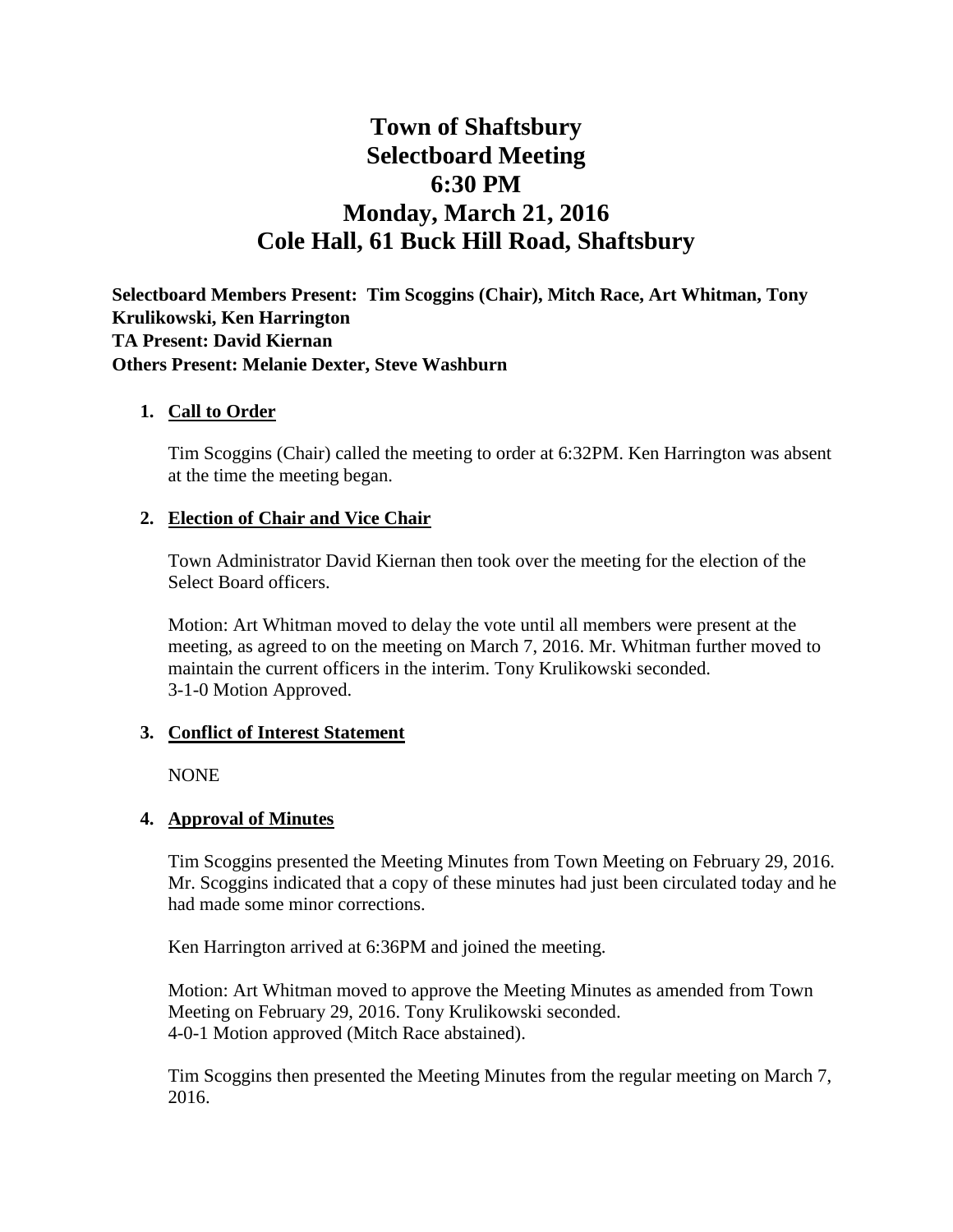# Town of Shaftsbury
# Selectboard Meeting
# 6:30 PM
# Monday, March 21, 2016
# Cole Hall, 61 Buck Hill Road, Shaftsbury

**Selectboard Members Present: Tim Scoggins (Chair), Mitch Race, Art Whitman, Tony Krulikowski, Ken Harrington**
**TA Present: David Kiernan**
**Others Present: Melanie Dexter, Steve Washburn**

1. **Call to Order**

   Tim Scoggins (Chair) called the meeting to order at 6:32PM. Ken Harrington was absent at the time the meeting began.

2. **Election of Chair and Vice Chair**

   Town Administrator David Kiernan then took over the meeting for the election of the Select Board officers.

   Motion: Art Whitman moved to delay the vote until all members were present at the meeting, as agreed to on the meeting on March 7, 2016. Mr. Whitman further moved to maintain the current officers in the interim. Tony Krulikowski seconded.
   3-1-0 Motion Approved.

3. **Conflict of Interest Statement**

   NONE

4. **Approval of Minutes**

   Tim Scoggins presented the Meeting Minutes from Town Meeting on February 29, 2016. Mr. Scoggins indicated that a copy of these minutes had just been circulated today and he had made some minor corrections.

   Ken Harrington arrived at 6:36PM and joined the meeting.

   Motion: Art Whitman moved to approve the Meeting Minutes as amended from Town Meeting on February 29, 2016. Tony Krulikowski seconded.
   4-0-1 Motion approved (Mitch Race abstained).

   Tim Scoggins then presented the Meeting Minutes from the regular meeting on March 7, 2016.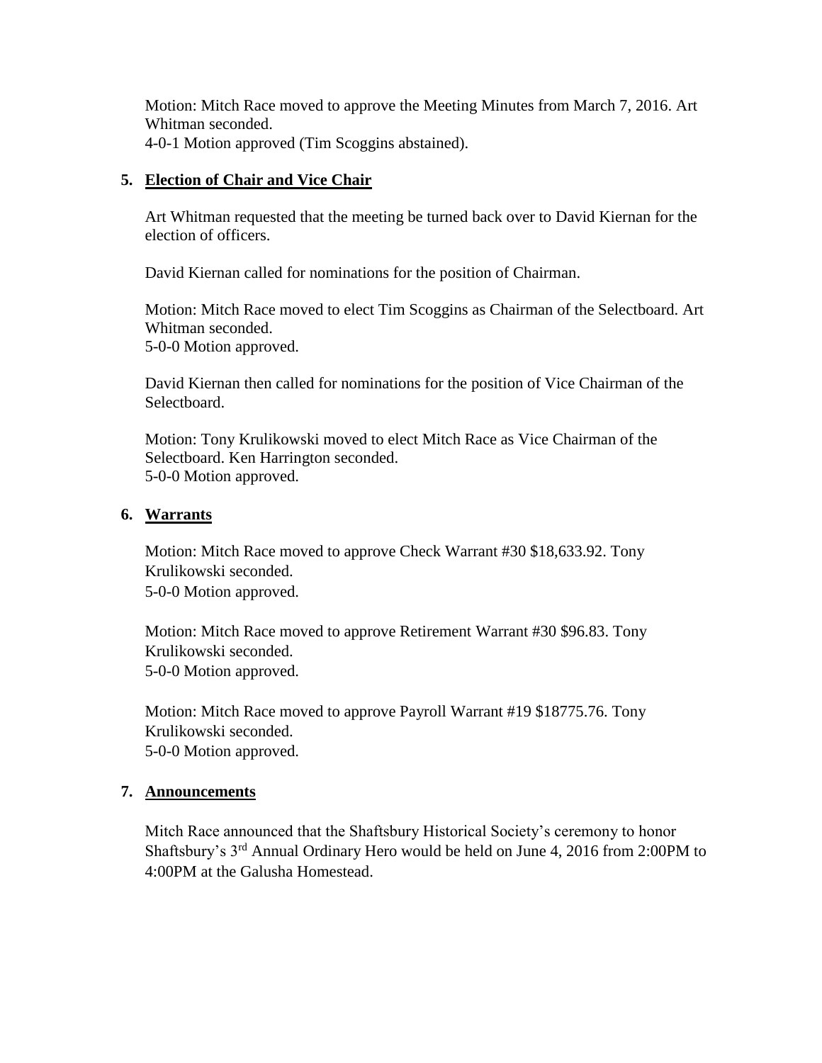Motion: Mitch Race moved to approve the Meeting Minutes from March 7, 2016. Art Whitman seconded.
4-0-1 Motion approved (Tim Scoggins abstained).

**5. Election of Chair and Vice Chair**

Art Whitman requested that the meeting be turned back over to David Kiernan for the election of officers.

David Kiernan called for nominations for the position of Chairman.

Motion: Mitch Race moved to elect Tim Scoggins as Chairman of the Selectboard. Art Whitman seconded.
5-0-0 Motion approved.

David Kiernan then called for nominations for the position of Vice Chairman of the Selectboard.

Motion: Tony Krulikowski moved to elect Mitch Race as Vice Chairman of the Selectboard. Ken Harrington seconded.
5-0-0 Motion approved.

**6. Warrants**

Motion: Mitch Race moved to approve Check Warrant #30 $18,633.92. Tony Krulikowski seconded.
5-0-0 Motion approved.

Motion: Mitch Race moved to approve Retirement Warrant #30 $96.83. Tony Krulikowski seconded.
5-0-0 Motion approved.

Motion: Mitch Race moved to approve Payroll Warrant #19 $18775.76. Tony Krulikowski seconded.
5-0-0 Motion approved.

**7. Announcements**

Mitch Race announced that the Shaftsbury Historical Society's ceremony to honor Shaftsbury's 3rd Annual Ordinary Hero would be held on June 4, 2016 from 2:00PM to 4:00PM at the Galusha Homestead.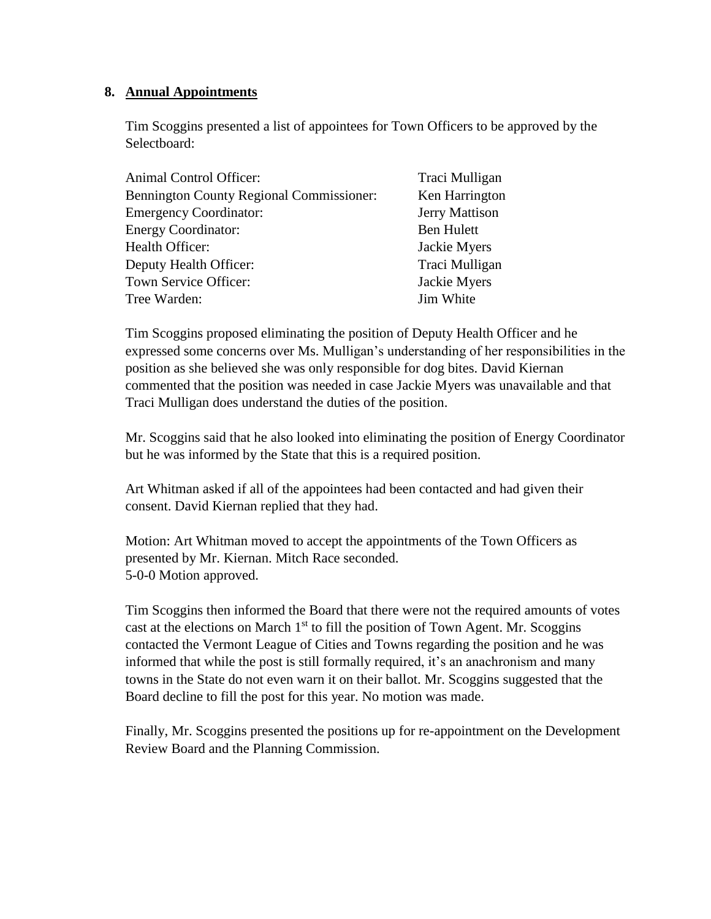## 8. Annual Appointments

Tim Scoggins presented a list of appointees for Town Officers to be approved by the Selectboard:

| Position | Appointee |
|---|---|
| Animal Control Officer: | Traci Mulligan |
| Bennington County Regional Commissioner: | Ken Harrington |
| Emergency Coordinator: | Jerry Mattison |
| Energy Coordinator: | Ben Hulett |
| Health Officer: | Jackie Myers |
| Deputy Health Officer: | Traci Mulligan |
| Town Service Officer: | Jackie Myers |
| Tree Warden: | Jim White |

Tim Scoggins proposed eliminating the position of Deputy Health Officer and he expressed some concerns over Ms. Mulligan's understanding of her responsibilities in the position as she believed she was only responsible for dog bites. David Kiernan commented that the position was needed in case Jackie Myers was unavailable and that Traci Mulligan does understand the duties of the position.

Mr. Scoggins said that he also looked into eliminating the position of Energy Coordinator but he was informed by the State that this is a required position.

Art Whitman asked if all of the appointees had been contacted and had given their consent. David Kiernan replied that they had.

Motion: Art Whitman moved to accept the appointments of the Town Officers as presented by Mr. Kiernan. Mitch Race seconded.
5-0-0 Motion approved.

Tim Scoggins then informed the Board that there were not the required amounts of votes cast at the elections on March 1st to fill the position of Town Agent. Mr. Scoggins contacted the Vermont League of Cities and Towns regarding the position and he was informed that while the post is still formally required, it's an anachronism and many towns in the State do not even warn it on their ballot. Mr. Scoggins suggested that the Board decline to fill the post for this year. No motion was made.

Finally, Mr. Scoggins presented the positions up for re-appointment on the Development Review Board and the Planning Commission.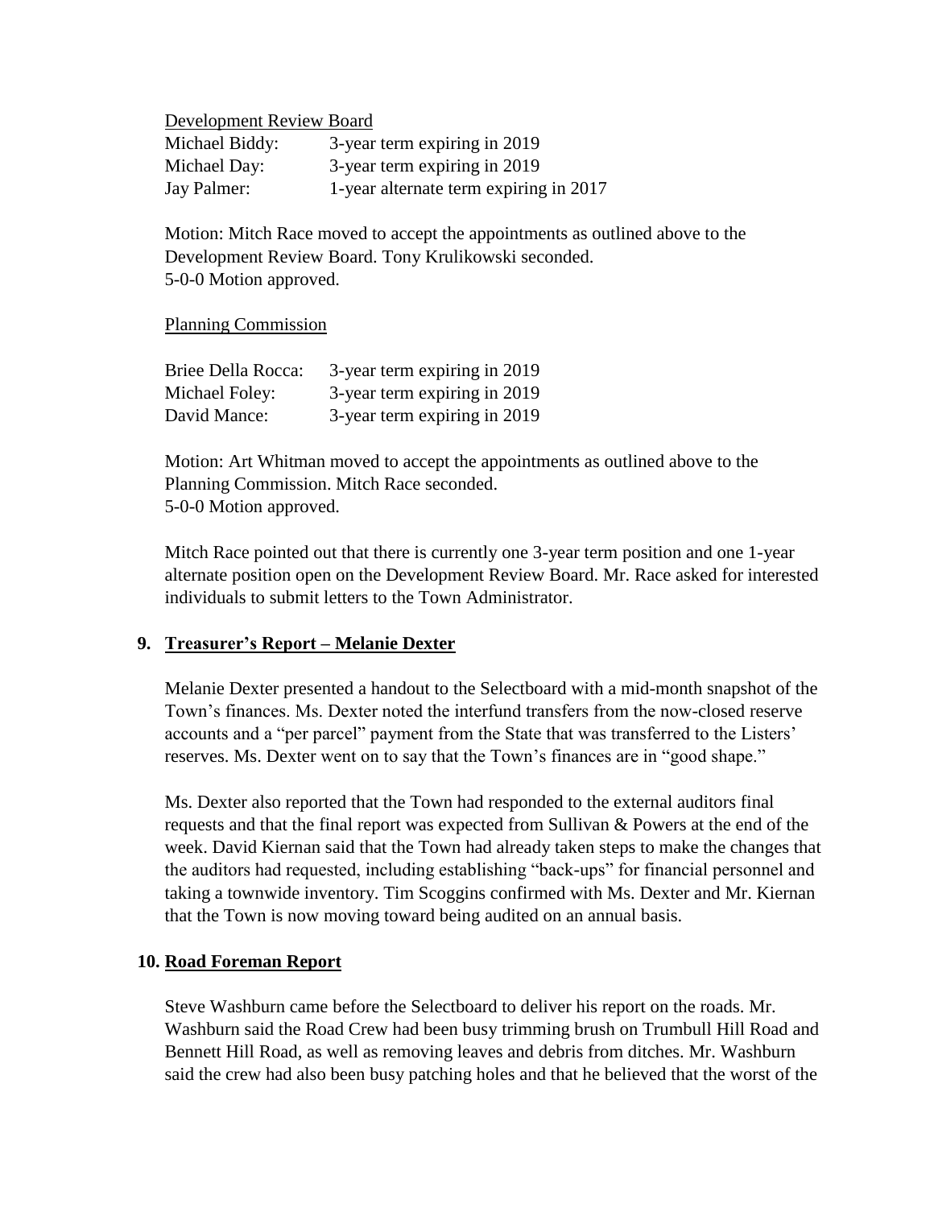Development Review Board

| | |
|---|---|
| Michael Biddy: | 3-year term expiring in 2019 |
| Michael Day: | 3-year term expiring in 2019 |
| Jay Palmer: | 1-year alternate term expiring in 2017 |

Motion: Mitch Race moved to accept the appointments as outlined above to the Development Review Board. Tony Krulikowski seconded.
5-0-0 Motion approved.

Planning Commission

| | |
|---|---|
| Briee Della Rocca: | 3-year term expiring in 2019 |
| Michael Foley: | 3-year term expiring in 2019 |
| David Mance: | 3-year term expiring in 2019 |

Motion: Art Whitman moved to accept the appointments as outlined above to the Planning Commission. Mitch Race seconded.
5-0-0 Motion approved.

Mitch Race pointed out that there is currently one 3-year term position and one 1-year alternate position open on the Development Review Board. Mr. Race asked for interested individuals to submit letters to the Town Administrator.

## 9. Treasurer's Report – Melanie Dexter

Melanie Dexter presented a handout to the Selectboard with a mid-month snapshot of the Town's finances. Ms. Dexter noted the interfund transfers from the now-closed reserve accounts and a "per parcel" payment from the State that was transferred to the Listers' reserves. Ms. Dexter went on to say that the Town's finances are in "good shape."

Ms. Dexter also reported that the Town had responded to the external auditors final requests and that the final report was expected from Sullivan & Powers at the end of the week. David Kiernan said that the Town had already taken steps to make the changes that the auditors had requested, including establishing "back-ups" for financial personnel and taking a townwide inventory. Tim Scoggins confirmed with Ms. Dexter and Mr. Kiernan that the Town is now moving toward being audited on an annual basis.

## 10. Road Foreman Report

Steve Washburn came before the Selectboard to deliver his report on the roads. Mr. Washburn said the Road Crew had been busy trimming brush on Trumbull Hill Road and Bennett Hill Road, as well as removing leaves and debris from ditches. Mr. Washburn said the crew had also been busy patching holes and that he believed that the worst of the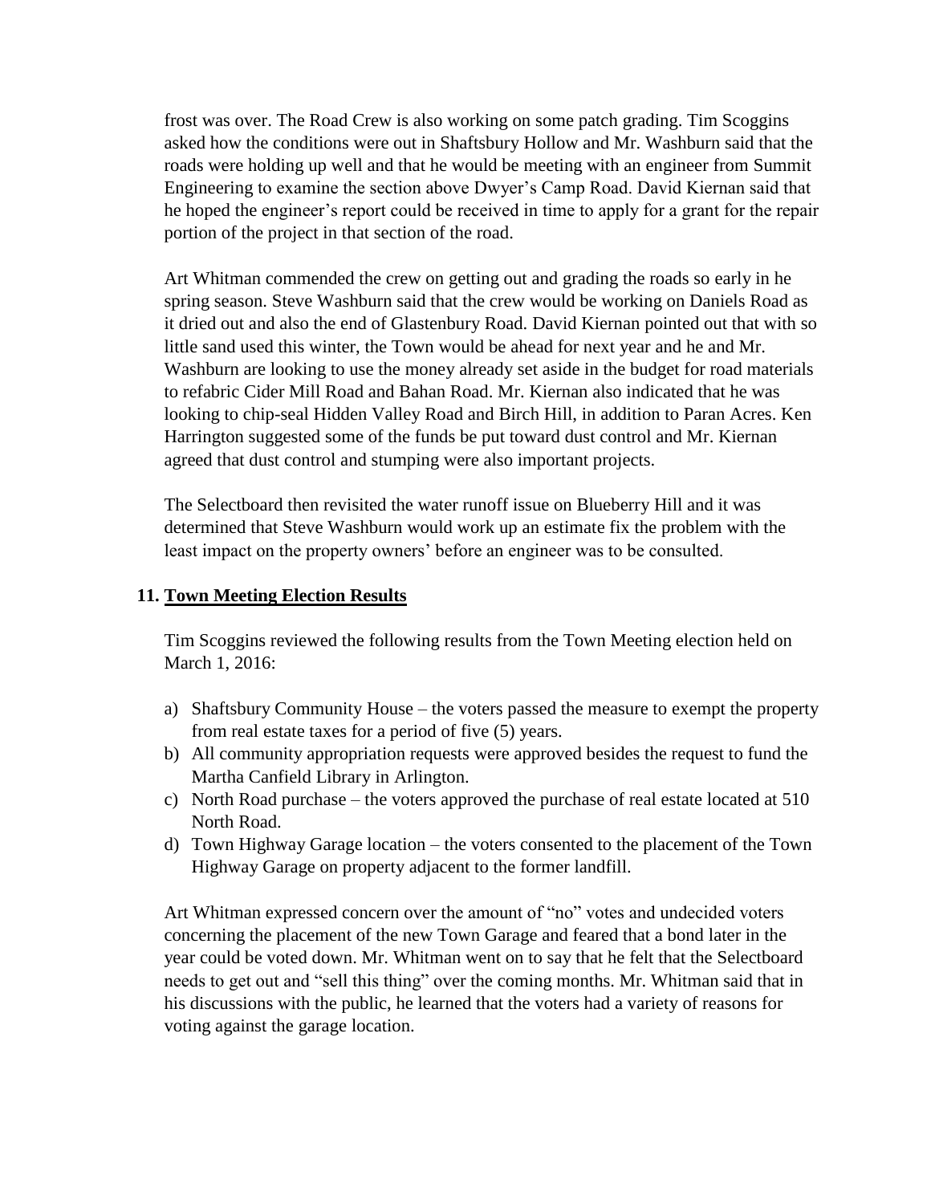frost was over. The Road Crew is also working on some patch grading. Tim Scoggins asked how the conditions were out in Shaftsbury Hollow and Mr. Washburn said that the roads were holding up well and that he would be meeting with an engineer from Summit Engineering to examine the section above Dwyer's Camp Road. David Kiernan said that he hoped the engineer's report could be received in time to apply for a grant for the repair portion of the project in that section of the road.

Art Whitman commended the crew on getting out and grading the roads so early in he spring season. Steve Washburn said that the crew would be working on Daniels Road as it dried out and also the end of Glastenbury Road. David Kiernan pointed out that with so little sand used this winter, the Town would be ahead for next year and he and Mr. Washburn are looking to use the money already set aside in the budget for road materials to refabric Cider Mill Road and Bahan Road. Mr. Kiernan also indicated that he was looking to chip-seal Hidden Valley Road and Birch Hill, in addition to Paran Acres. Ken Harrington suggested some of the funds be put toward dust control and Mr. Kiernan agreed that dust control and stumping were also important projects.

The Selectboard then revisited the water runoff issue on Blueberry Hill and it was determined that Steve Washburn would work up an estimate fix the problem with the least impact on the property owners' before an engineer was to be consulted.

## 11. Town Meeting Election Results

Tim Scoggins reviewed the following results from the Town Meeting election held on March 1, 2016:

a) Shaftsbury Community House – the voters passed the measure to exempt the property from real estate taxes for a period of five (5) years.
b) All community appropriation requests were approved besides the request to fund the Martha Canfield Library in Arlington.
c) North Road purchase – the voters approved the purchase of real estate located at 510 North Road.
d) Town Highway Garage location – the voters consented to the placement of the Town Highway Garage on property adjacent to the former landfill.

Art Whitman expressed concern over the amount of "no" votes and undecided voters concerning the placement of the new Town Garage and feared that a bond later in the year could be voted down. Mr. Whitman went on to say that he felt that the Selectboard needs to get out and "sell this thing" over the coming months. Mr. Whitman said that in his discussions with the public, he learned that the voters had a variety of reasons for voting against the garage location.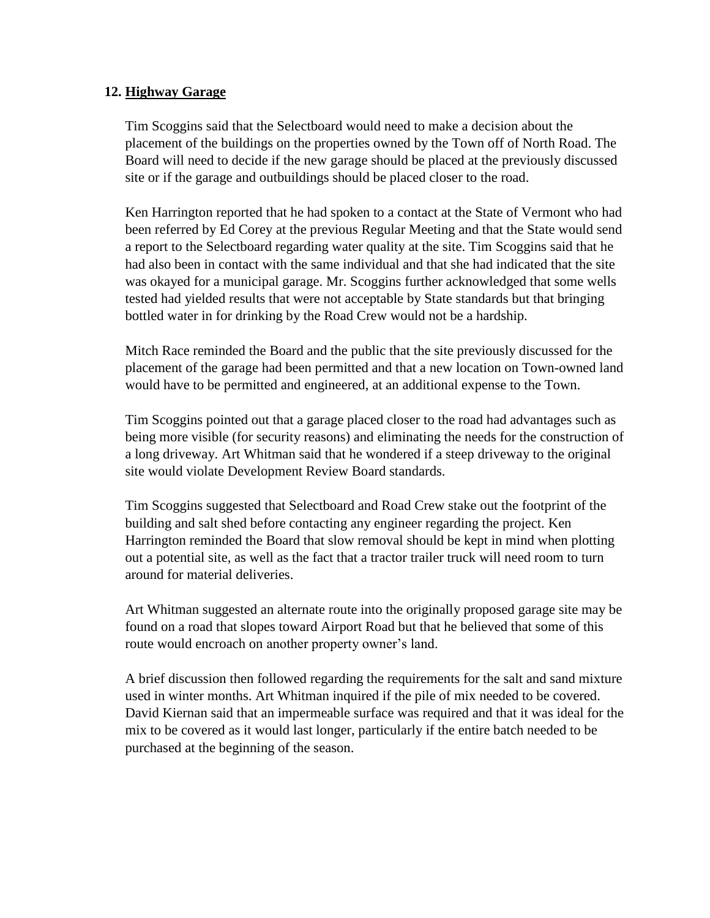## 12. Highway Garage

Tim Scoggins said that the Selectboard would need to make a decision about the placement of the buildings on the properties owned by the Town off of North Road. The Board will need to decide if the new garage should be placed at the previously discussed site or if the garage and outbuildings should be placed closer to the road.

Ken Harrington reported that he had spoken to a contact at the State of Vermont who had been referred by Ed Corey at the previous Regular Meeting and that the State would send a report to the Selectboard regarding water quality at the site. Tim Scoggins said that he had also been in contact with the same individual and that she had indicated that the site was okayed for a municipal garage. Mr. Scoggins further acknowledged that some wells tested had yielded results that were not acceptable by State standards but that bringing bottled water in for drinking by the Road Crew would not be a hardship.

Mitch Race reminded the Board and the public that the site previously discussed for the placement of the garage had been permitted and that a new location on Town-owned land would have to be permitted and engineered, at an additional expense to the Town.

Tim Scoggins pointed out that a garage placed closer to the road had advantages such as being more visible (for security reasons) and eliminating the needs for the construction of a long driveway. Art Whitman said that he wondered if a steep driveway to the original site would violate Development Review Board standards.

Tim Scoggins suggested that Selectboard and Road Crew stake out the footprint of the building and salt shed before contacting any engineer regarding the project. Ken Harrington reminded the Board that slow removal should be kept in mind when plotting out a potential site, as well as the fact that a tractor trailer truck will need room to turn around for material deliveries.

Art Whitman suggested an alternate route into the originally proposed garage site may be found on a road that slopes toward Airport Road but that he believed that some of this route would encroach on another property owner's land.

A brief discussion then followed regarding the requirements for the salt and sand mixture used in winter months. Art Whitman inquired if the pile of mix needed to be covered. David Kiernan said that an impermeable surface was required and that it was ideal for the mix to be covered as it would last longer, particularly if the entire batch needed to be purchased at the beginning of the season.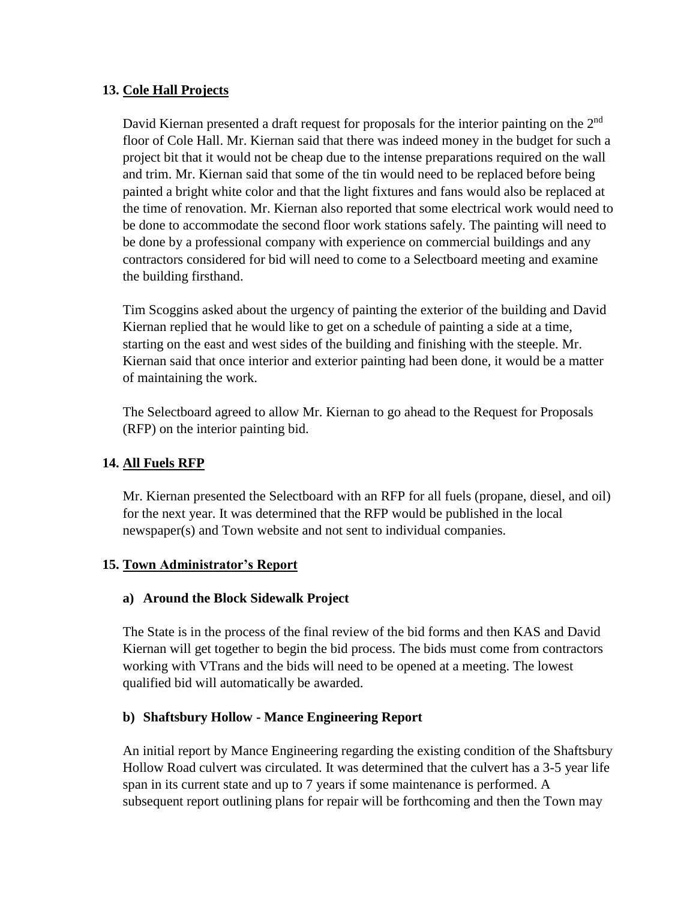## 13. Cole Hall Projects

David Kiernan presented a draft request for proposals for the interior painting on the 2nd floor of Cole Hall. Mr. Kiernan said that there was indeed money in the budget for such a project bit that it would not be cheap due to the intense preparations required on the wall and trim. Mr. Kiernan said that some of the tin would need to be replaced before being painted a bright white color and that the light fixtures and fans would also be replaced at the time of renovation. Mr. Kiernan also reported that some electrical work would need to be done to accommodate the second floor work stations safely. The painting will need to be done by a professional company with experience on commercial buildings and any contractors considered for bid will need to come to a Selectboard meeting and examine the building firsthand.

Tim Scoggins asked about the urgency of painting the exterior of the building and David Kiernan replied that he would like to get on a schedule of painting a side at a time, starting on the east and west sides of the building and finishing with the steeple. Mr. Kiernan said that once interior and exterior painting had been done, it would be a matter of maintaining the work.

The Selectboard agreed to allow Mr. Kiernan to go ahead to the Request for Proposals (RFP) on the interior painting bid.

## 14. All Fuels RFP

Mr. Kiernan presented the Selectboard with an RFP for all fuels (propane, diesel, and oil) for the next year. It was determined that the RFP would be published in the local newspaper(s) and Town website and not sent to individual companies.

## 15. Town Administrator's Report

### a) Around the Block Sidewalk Project

The State is in the process of the final review of the bid forms and then KAS and David Kiernan will get together to begin the bid process. The bids must come from contractors working with VTrans and the bids will need to be opened at a meeting. The lowest qualified bid will automatically be awarded.

### b) Shaftsbury Hollow - Mance Engineering Report

An initial report by Mance Engineering regarding the existing condition of the Shaftsbury Hollow Road culvert was circulated. It was determined that the culvert has a 3-5 year life span in its current state and up to 7 years if some maintenance is performed. A subsequent report outlining plans for repair will be forthcoming and then the Town may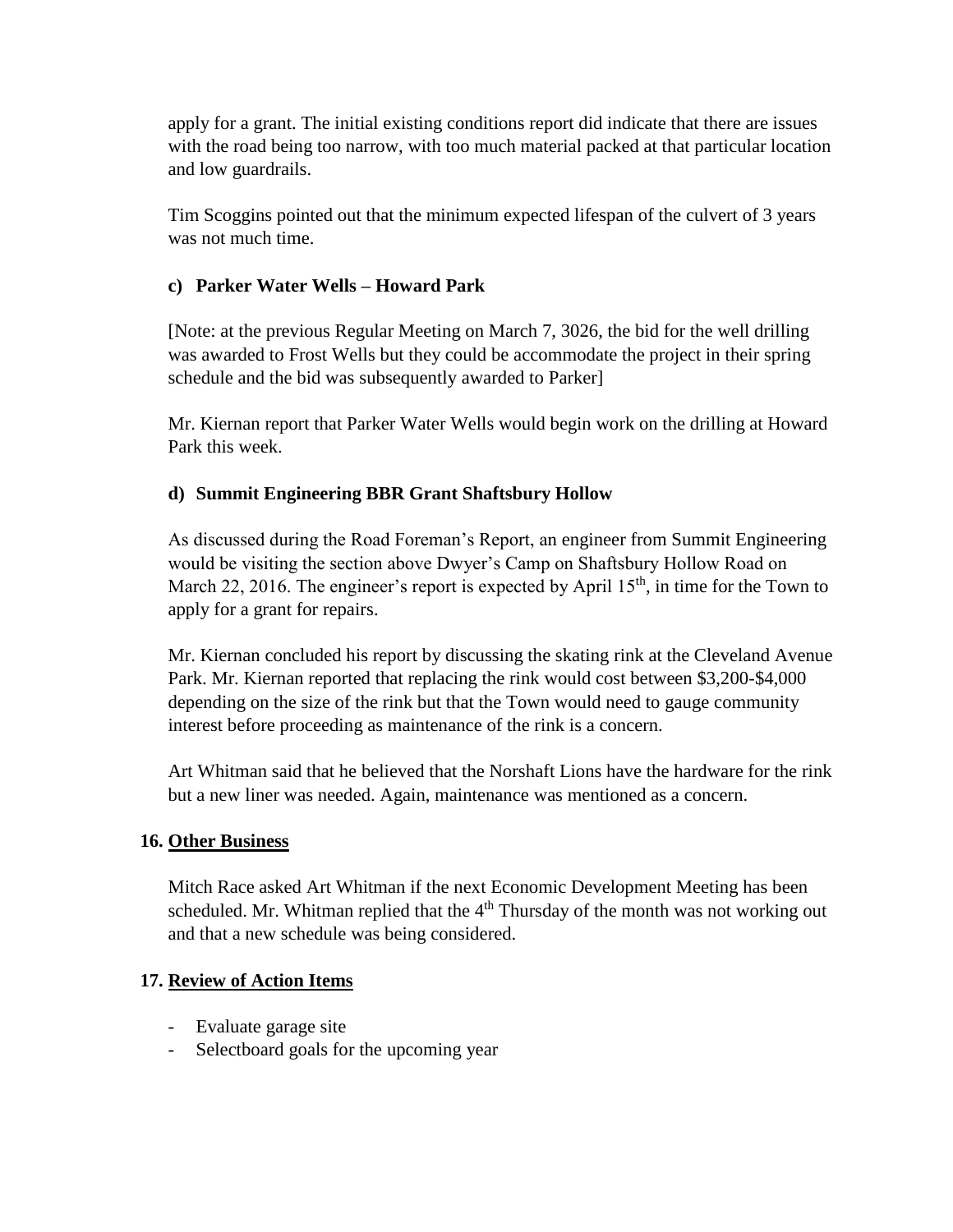apply for a grant. The initial existing conditions report did indicate that there are issues with the road being too narrow, with too much material packed at that particular location and low guardrails.

Tim Scoggins pointed out that the minimum expected lifespan of the culvert of 3 years was not much time.

### c) Parker Water Wells – Howard Park

[Note: at the previous Regular Meeting on March 7, 3026, the bid for the well drilling was awarded to Frost Wells but they could be accommodate the project in their spring schedule and the bid was subsequently awarded to Parker]

Mr. Kiernan report that Parker Water Wells would begin work on the drilling at Howard Park this week.

### d) Summit Engineering BBR Grant Shaftsbury Hollow

As discussed during the Road Foreman's Report, an engineer from Summit Engineering would be visiting the section above Dwyer's Camp on Shaftsbury Hollow Road on March 22, 2016. The engineer's report is expected by April 15th, in time for the Town to apply for a grant for repairs.

Mr. Kiernan concluded his report by discussing the skating rink at the Cleveland Avenue Park. Mr. Kiernan reported that replacing the rink would cost between $3,200-$4,000 depending on the size of the rink but that the Town would need to gauge community interest before proceeding as maintenance of the rink is a concern.

Art Whitman said that he believed that the Norshaft Lions have the hardware for the rink but a new liner was needed. Again, maintenance was mentioned as a concern.

## 16. Other Business

Mitch Race asked Art Whitman if the next Economic Development Meeting has been scheduled. Mr. Whitman replied that the 4th Thursday of the month was not working out and that a new schedule was being considered.

## 17. Review of Action Items

- Evaluate garage site
- Selectboard goals for the upcoming year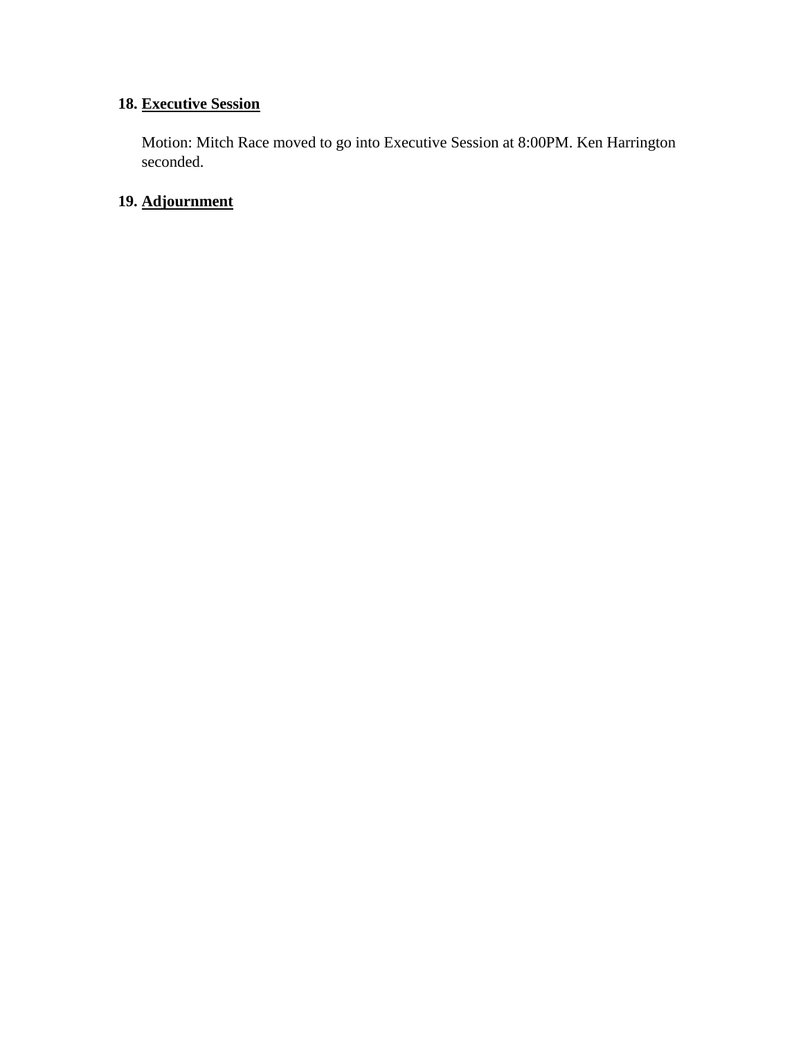18. **Executive Session**

Motion: Mitch Race moved to go into Executive Session at 8:00PM. Ken Harrington seconded.

19. **Adjournment**